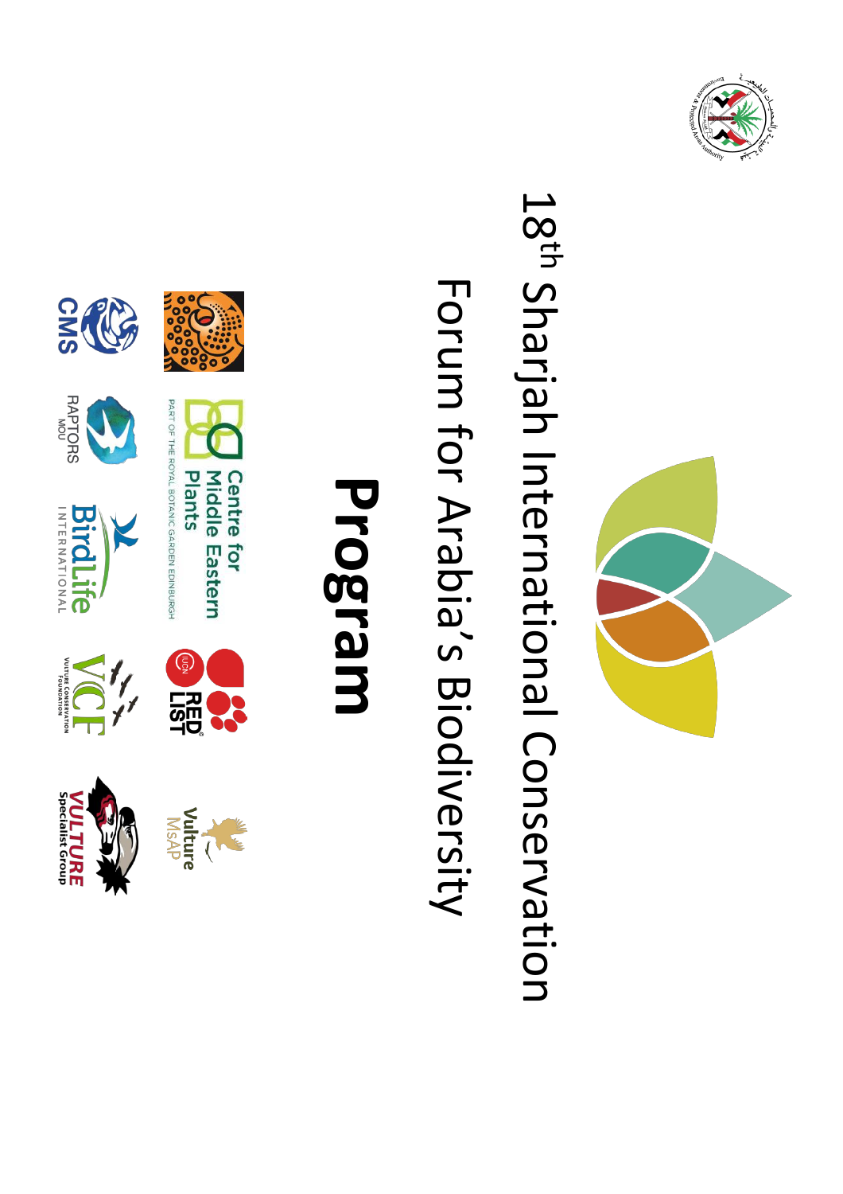# 18th Sharjah International Conservation Forum for Arabia's Biodiversity

# Program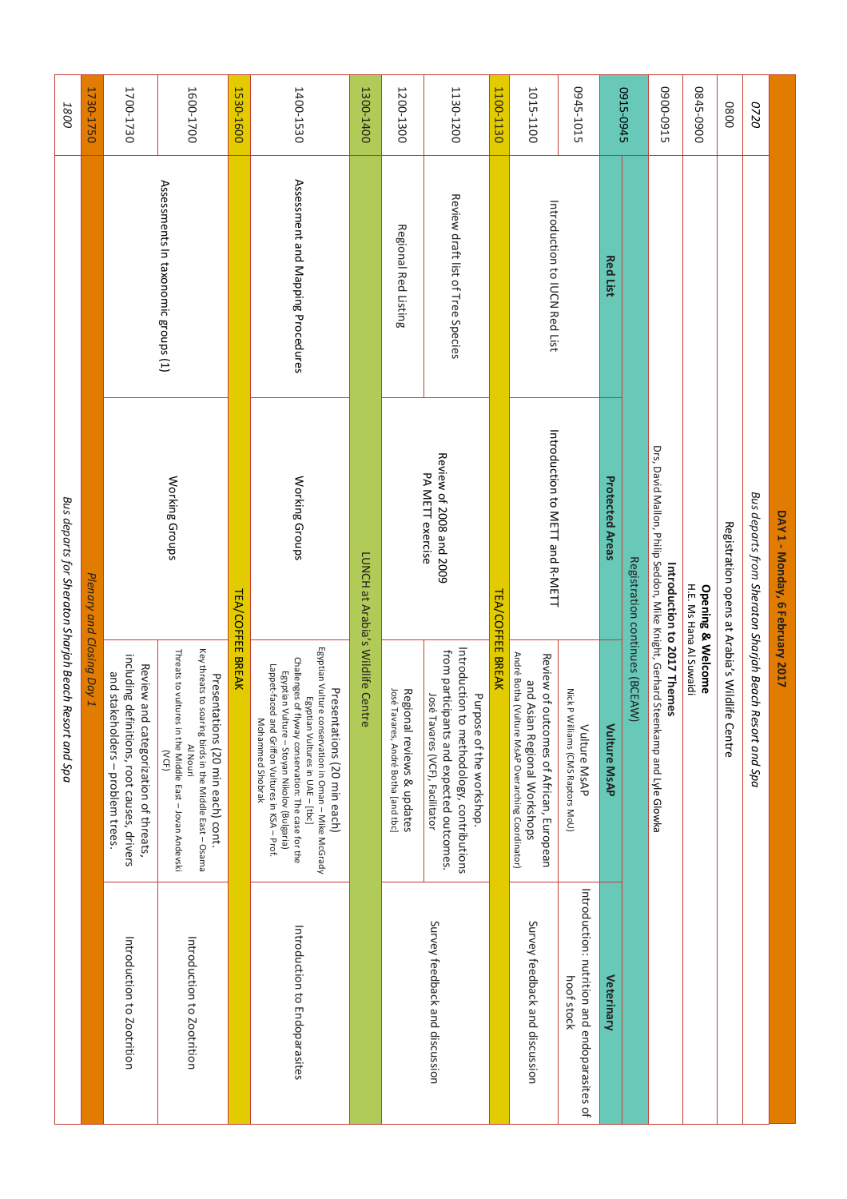# DAY 1 - Monday, 6 February 2017

| Time | Red List | Protected Areas | Vulture MsAP | Veterinary |
|---|---|---|---|---|
| *0720* | *Bus departs from Sheraton Sharjah Beach Resort and Spa* | | | |
| 0800 | Registration opens at Arabia's Wildlife Centre | | | |
| 0845-0900 | **Opening & Welcome** H.E. Ms Hana Al Suwaidi | | | |
| 0900-0915 | **Introduction to 2017 Themes** Drs, David Mallon, Philip Seddon, Mike Knight, Gerhard Steenkamp and Lyle Glowka | | | |
| 0915-0945 | Registration continues (BCEAW) | | | |
| | **Red List** | **Protected Areas** | **Vulture MsAP** | **Veterinary** |
| 0945-1015 | Introduction to IUCN Red List | Introduction to METT and R-METT | Vulture MsAP Nick P Williams (CMS Raptors MoU) | Introduction: nutrition and endoparasites of hoof stock |
| 1015-1100 | Introduction to IUCN Red List | Introduction to METT and R-METT | Review of outcomes of African, European and Asian Regional Workshops André Botha (Vulture MsAP Overarching Coordinator) | Survey feedback and discussion |
| 1100-1130 | TEA/COFFEE BREAK | | | |
| 1130-1200 | Review draft list of Tree Species | Review of 2008 and 2009 PA METT exercise | Purpose of the workshop. Introduction to methodology, contributions from participants and expected outcomes. José Tavares (VCF), Facilitator | Survey feedback and discussion |
| 1200-1300 | Regional Red Listing | Review of 2008 and 2009 PA METT exercise | Regional reviews & updates José Tavares, André Botha [and tbc] | Survey feedback and discussion |
| 1300-1400 | LUNCH at Arabia's Wildlife Centre | | | |
| 1400-1530 | Assessment and Mapping Procedures | Working Groups | Presentations (20 min each) Egyptian Vulture conservation in Oman – Mike McGrady; Egyptian Vultures in UAE – [tbc]; Challenges of flyway conservation: The case for the Egyptian Vulture – Stoyan Nikolov (Bulgaria); Lappet-faced and Griffon Vultures in KSA – Prof. Mohammed Shobrak | Introduction to Endoparasites |
| 1530-1600 | TEA/COFFEE BREAK | | | |
| 1600-1700 | Assessments In taxonomic groups (1) | Working Groups | Presentations (20 min each) cont. Key threats to soaring birds in the Middle East – Osama Al Nouri; Threats to vultures in the Middle East – Jovan Andevski (VCF) | Introduction to Zootrition |
| 1700-1730 | Assessments In taxonomic groups (1) | Working Groups | Review and categorization of threats, including definitions, root causes, drivers and stakeholders – problem trees. | Introduction to Zootrition |
| 1730-1750 | *Plenary and Closing Day 1* | | | |
| *1800* | *Bus departs for Sheraton Sharjah Beach Resort and Spa* | | | |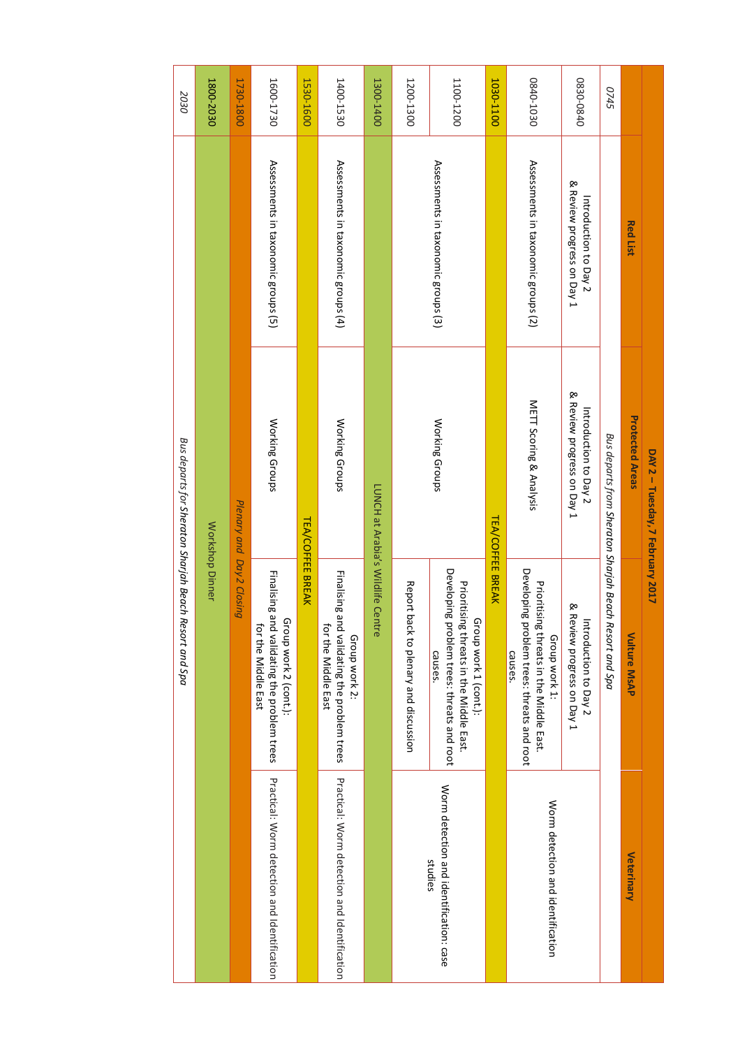| DAY 2 – Tuesday, 7 February 2017 | | | | |
|---|---|---|---|---|
| | **Red List** | **Protected Areas** | **Vulture MsAP** | **Veterinary** |
| *0745* | *Bus departs from Sheraton Sharjah Beach Resort and Spa* | | | |
| 0830-0840 | Introduction to Day 2 & Review progress on Day 1 | Introduction to Day 2 & Review progress on Day 1 | Introduction to Day 2 & Review progress on Day 1 | Worm detection and identification |
| 0840-1030 | Assessments in taxonomic groups (2) | METT Scoring & Analysis | Group work 1: Prioritising threats in the Middle East. Developing problem trees: threats and root causes. | Worm detection and identification |
| **1030-1100** | TEA/COFFEE BREAK | | | |
| 1100-1200 | Assessments in taxonomic groups (3) | Working Groups | Group work 1 (cont.): Prioritising threats in the Middle East. Developing problem trees: threats and root causes. | Worm detection and identification: case studies |
| 1200-1300 | Assessments in taxonomic groups (3) | Working Groups | Report back to plenary and discussion | Worm detection and identification: case studies |
| **1300-1400** | LUNCH at Arabia's Wildlife Centre | | | |
| 1400-1530 | Assessments in taxonomic groups (4) | Working Groups | Group work 2: Finalising and validating the problem trees for the Middle East | Practical: Worm detection and identification |
| **1530-1600** | TEA/COFFEE BREAK | | | |
| 1600-1730 | Assessments in taxonomic groups (5) | Working Groups | Group work 2 (cont.): Finalising and validating the problem trees for the Middle East | Practical: Worm detection and identification |
| **1730-1800** | *Plenary and Day 2 Closing* | | | |
| **1800-2030** | Workshop Dinner | | | |
| *2030* | *Bus departs for Sheraton Sharjah Beach Resort and Spa* | | | |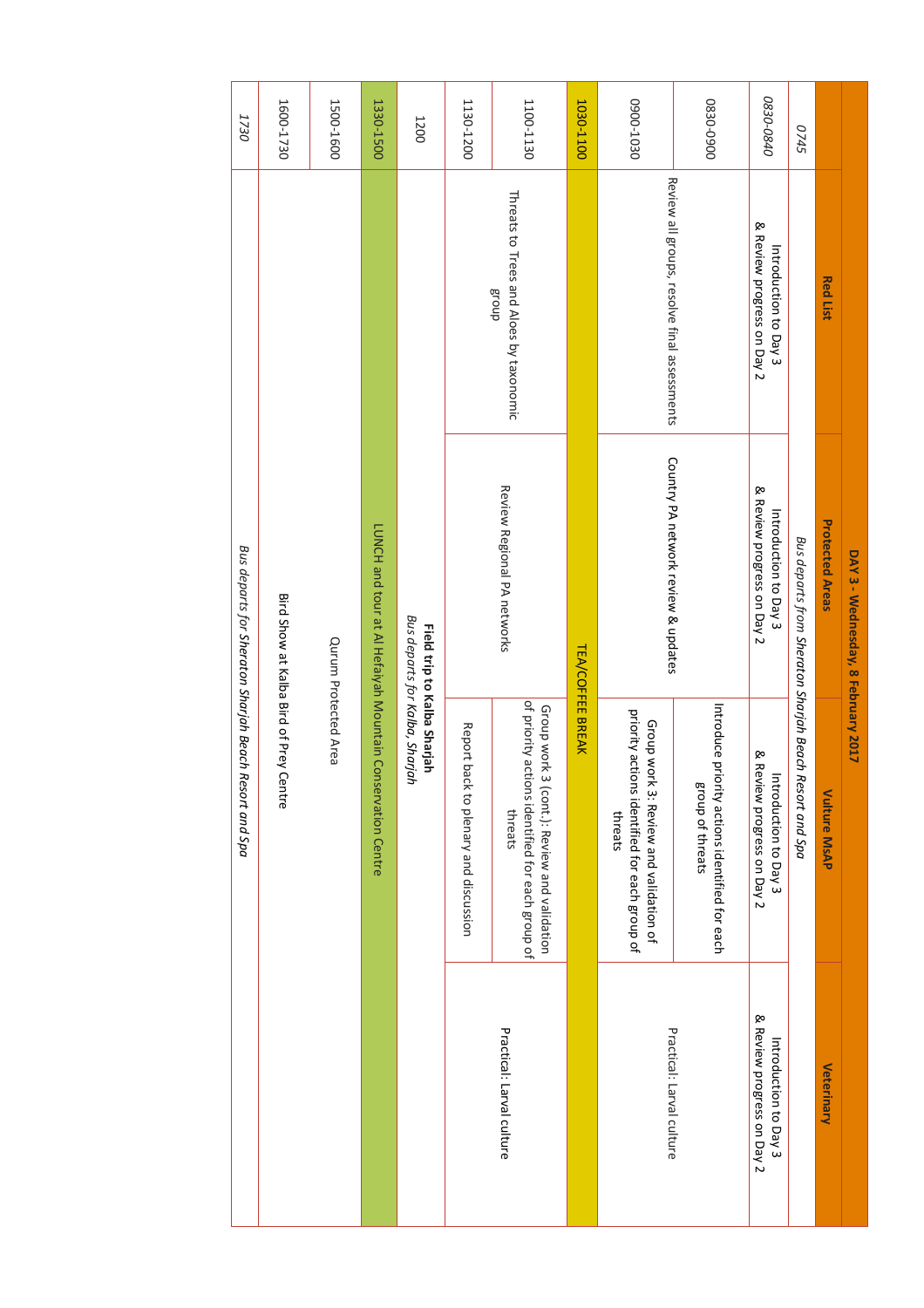| DAY 3 - Wednesday, 8 February 2017 | | | | |
|---|---|---|---|---|
| | **Red List** | **Protected Areas** | **Vulture MsAP** | **Veterinary** |
| *0745* | *Bus departs from Sheraton Sharjah Beach Resort and Spa* | | | |
| *0830-0840* | Introduction to Day 3 & Review progress on Day 2 | Introduction to Day 3 & Review progress on Day 2 | Introduction to Day 3 & Review progress on Day 2 | Introduction to Day 3 & Review progress on Day 2 |
| 0830-0900 | Review all groups, resolve final assessments | Country PA network review & updates | Introduce priority actions identified for each group of threats | Practical: Larval culture |
| 0900-1030 | | | Group work 3: Review and validation of priority actions identified for each group of threats | |
| 1030-1100 | TEA/COFFEE BREAK | | | |
| 1100-1130 | Threats to Trees and Aloes by taxonomic group | Review Regional PA networks | Group work 3 (cont.): Review and validation of priority actions identified for each group of threats | Practical: Larval culture |
| 1130-1200 | | | Report back to plenary and discussion | |
| 1200 | **Field trip to Kalba Sharjah** *Bus departs for Kalba, Sharjah* | | | |
| 1330-1500 | LUNCH and tour at Al Hefaiyah Mountain Conservation Centre | | | |
| 1500-1600 | Qurum Protected Area | | | |
| 1600-1730 | Bird Show at Kalba Bird of Prey Centre | | | |
| *1730* | *Bus departs for Sheraton Sharjah Beach Resort and Spa* | | | |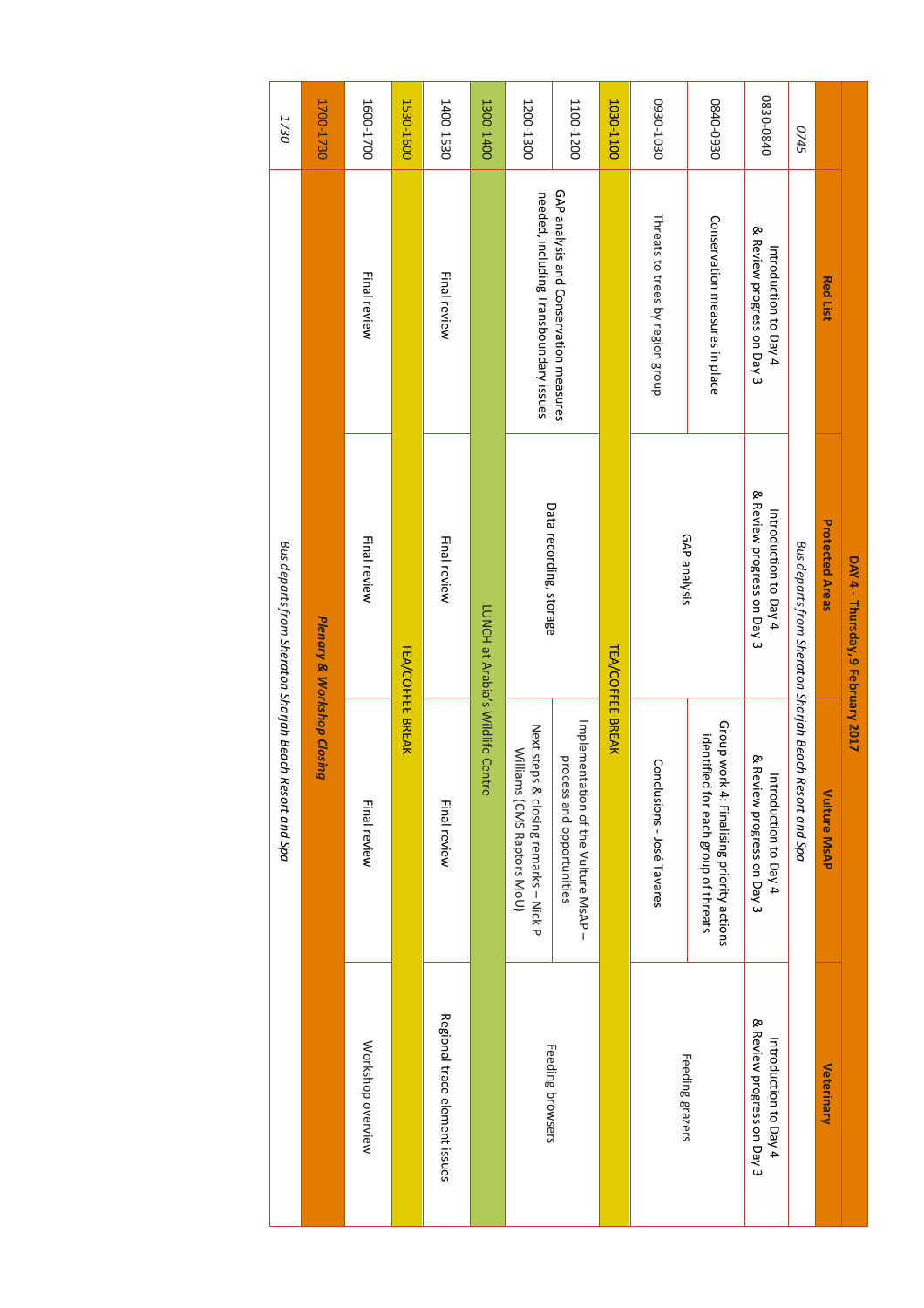| DAY 4 - Thursday, 9 February 2017 | | | | |
|---|---|---|---|---|
| | **Red List** | **Protected Areas** | **Vulture MsAP** | **Veterinary** |
| *0745* | *Bus departs from Sheraton Sharjah Beach Resort and Spa* | | | |
| 0830-0840 | Introduction to Day 4 & Review progress on Day 3 | Introduction to Day 4 & Review progress on Day 3 | Introduction to Day 4 & Review progress on Day 3 | Introduction to Day 4 & Review progress on Day 3 |
| 0840-0930 | Conservation measures in place | GAP analysis | Group work 4: Finalising priority actions identified for each group of threats | Feeding grazers |
| 0930-1030 | Threats to trees by region group | GAP analysis | Conclusions - José Tavares | Feeding grazers |
| 1030-1100 | TEA/COFFEE BREAK | | | |
| 1100-1200 | GAP analysis and Conservation measures needed, including Transboundary issues | Data recording, storage | Implementation of the Vulture MsAP – process and opportunities | Feeding browsers |
| 1200-1300 | GAP analysis and Conservation measures needed, including Transboundary issues | Data recording, storage | Next steps & closing remarks – Nick P Williams (CMS Raptors MoU) | Feeding browsers |
| 1300-1400 | LUNCH at Arabia's Wildlife Centre | | | |
| 1400-1530 | Final review | Final review | Final review | Regional trace element issues |
| 1530-1600 | TEA/COFFEE BREAK | | | |
| 1600-1700 | Final review | Final review | Final review | Workshop overview |
| 1700-1730 | ***Plenary & Workshop Closing*** | | | |
| *1730* | *Bus departs from Sheraton Sharjah Beach Resort and Spa* | | | |